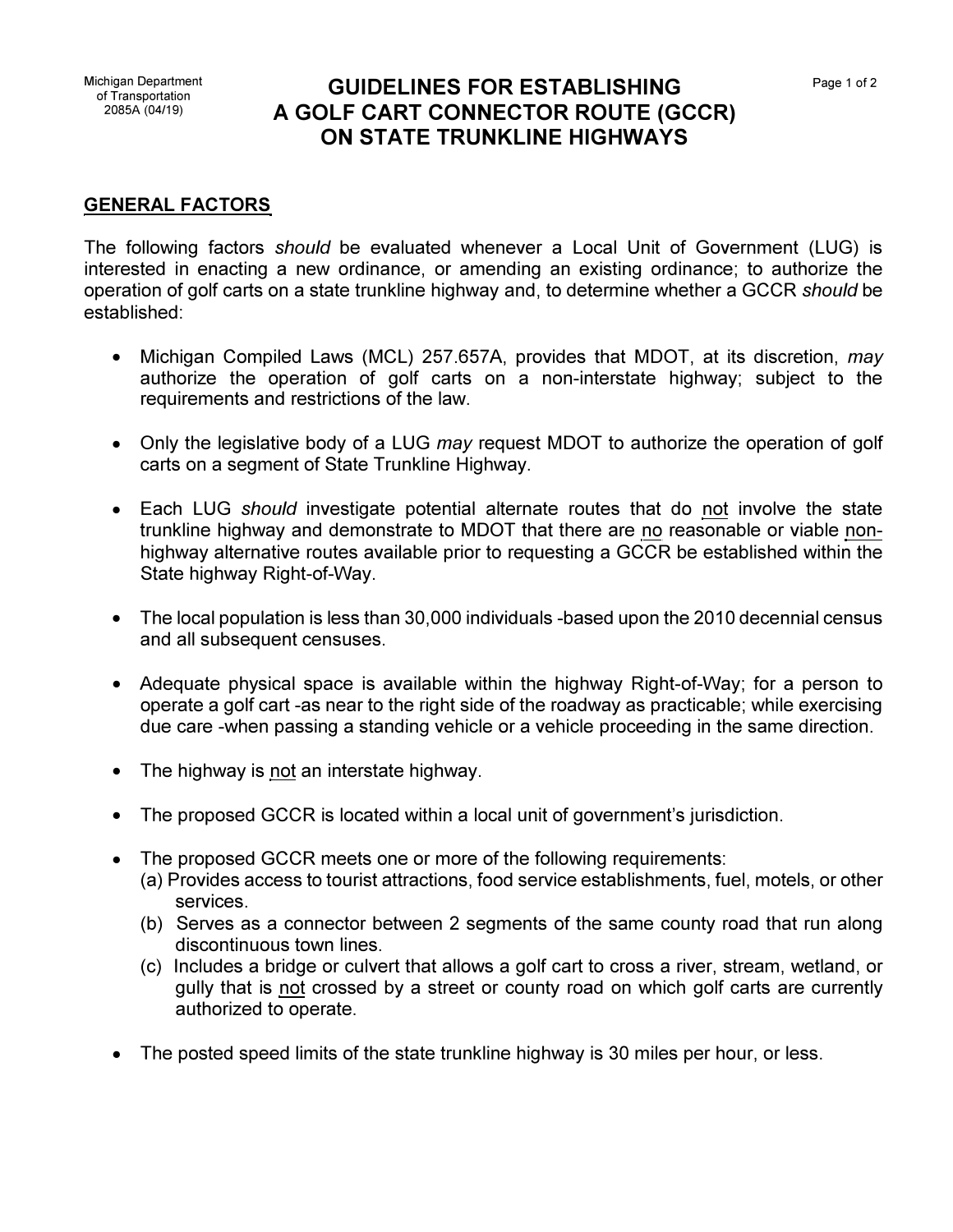Michigan Department of Transportation
2085A (04/19)

# GUIDELINES FOR ESTABLISHING A GOLF CART CONNECTOR ROUTE (GCCR) ON STATE TRUNKLINE HIGHWAYS

## GENERAL FACTORS

The following factors *should* be evaluated whenever a Local Unit of Government (LUG) is interested in enacting a new ordinance, or amending an existing ordinance; to authorize the operation of golf carts on a state trunkline highway and, to determine whether a GCCR *should* be established:

- Michigan Compiled Laws (MCL) 257.657A, provides that MDOT, at its discretion, *may* authorize the operation of golf carts on a non-interstate highway; subject to the requirements and restrictions of the law.
- Only the legislative body of a LUG *may* request MDOT to authorize the operation of golf carts on a segment of State Trunkline Highway.
- Each LUG *should* investigate potential alternate routes that do not involve the state trunkline highway and demonstrate to MDOT that there are no reasonable or viable non-highway alternative routes available prior to requesting a GCCR be established within the State highway Right-of-Way.
- The local population is less than 30,000 individuals -based upon the 2010 decennial census and all subsequent censuses.
- Adequate physical space is available within the highway Right-of-Way; for a person to operate a golf cart -as near to the right side of the roadway as practicable; while exercising due care -when passing a standing vehicle or a vehicle proceeding in the same direction.
- The highway is not an interstate highway.
- The proposed GCCR is located within a local unit of government's jurisdiction.
- The proposed GCCR meets one or more of the following requirements:
  (a) Provides access to tourist attractions, food service establishments, fuel, motels, or other services.
  (b) Serves as a connector between 2 segments of the same county road that run along discontinuous town lines.
  (c) Includes a bridge or culvert that allows a golf cart to cross a river, stream, wetland, or gully that is not crossed by a street or county road on which golf carts are currently authorized to operate.
- The posted speed limits of the state trunkline highway is 30 miles per hour, or less.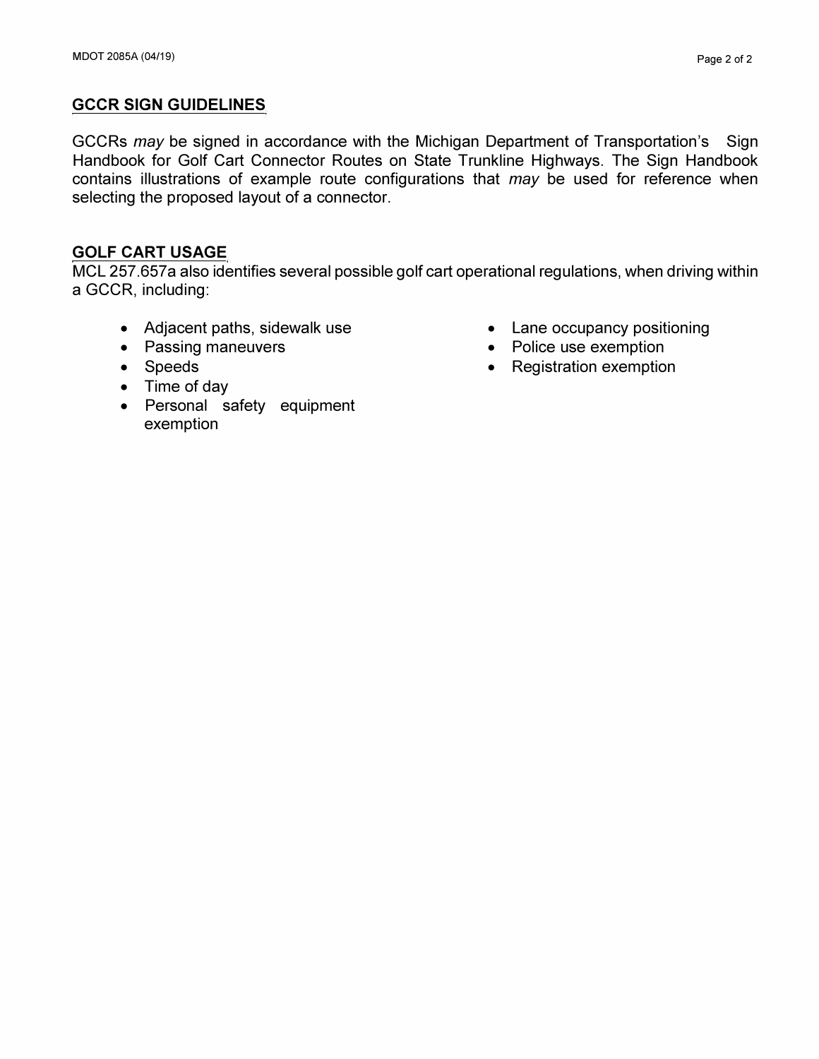## GCCR SIGN GUIDELINES

GCCRs *may* be signed in accordance with the Michigan Department of Transportation's Sign Handbook for Golf Cart Connector Routes on State Trunkline Highways. The Sign Handbook contains illustrations of example route configurations that *may* be used for reference when selecting the proposed layout of a connector.

## GOLF CART USAGE

MCL 257.657a also identifies several possible golf cart operational regulations, when driving within a GCCR, including:

- Adjacent paths, sidewalk use
- Passing maneuvers
- Speeds
- Time of day
- Personal safety equipment exemption
- Lane occupancy positioning
- Police use exemption
- Registration exemption